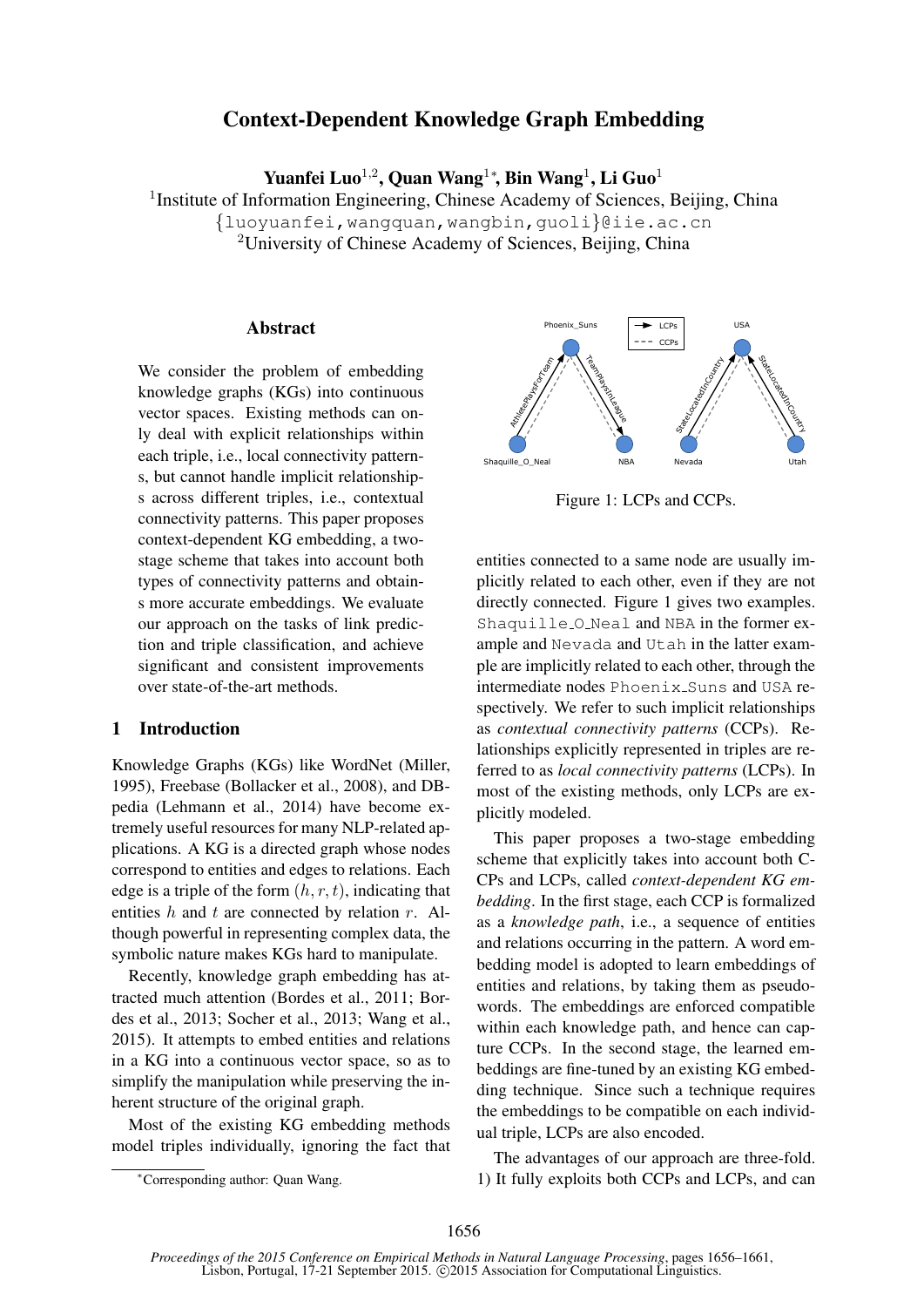# Context-Dependent Knowledge Graph Embedding

**Yuanfei Luo**[1,2], **Quan Wang**[1*], **Bin Wang**[1], **Li Guo**[1]

[1]Institute of Information Engineering, Chinese Academy of Sciences, Beijing, China

{luoyuanfei,wangquan,wangbin,guoli}@iie.ac.cn

[2]University of Chinese Academy of Sciences, Beijing, China

## Abstract

We consider the problem of embedding knowledge graphs (KGs) into continuous vector spaces. Existing methods can only deal with explicit relationships within each triple, i.e., local connectivity patterns, but cannot handle implicit relationships across different triples, i.e., contextual connectivity patterns. This paper proposes context-dependent KG embedding, a two-stage scheme that takes into account both types of connectivity patterns and obtains more accurate embeddings. We evaluate our approach on the tasks of link prediction and triple classification, and achieve significant and consistent improvements over state-of-the-art methods.

## 1 Introduction

Knowledge Graphs (KGs) like WordNet (Miller, 1995), Freebase (Bollacker et al., 2008), and DBpedia (Lehmann et al., 2014) have become extremely useful resources for many NLP-related applications. A KG is a directed graph whose nodes correspond to entities and edges to relations. Each edge is a triple of the form $(h, r, t)$, indicating that entities $h$ and $t$ are connected by relation $r$. Although powerful in representing complex data, the symbolic nature makes KGs hard to manipulate.

Recently, knowledge graph embedding has attracted much attention (Bordes et al., 2011; Bordes et al., 2013; Socher et al., 2013; Wang et al., 2015). It attempts to embed entities and relations in a KG into a continuous vector space, so as to simplify the manipulation while preserving the inherent structure of the original graph.

Most of the existing KG embedding methods model triples individually, ignoring the fact that entities connected to a same node are usually implicitly related to each other, even if they are not directly connected. Figure 1 gives two examples. Shaquille_O_Neal and NBA in the former example and Nevada and Utah in the latter example are implicitly related to each other, through the intermediate nodes Phoenix_Suns and USA respectively. We refer to such implicit relationships as *contextual connectivity patterns* (CCPs). Relationships explicitly represented in triples are referred to as *local connectivity patterns* (LCPs). In most of the existing methods, only LCPs are explicitly modeled.

Figure 1: LCPs and CCPs.

This paper proposes a two-stage embedding scheme that explicitly takes into account both CCPs and LCPs, called *context-dependent KG embedding*. In the first stage, each CCP is formalized as a *knowledge path*, i.e., a sequence of entities and relations occurring in the pattern. A word embedding model is adopted to learn embeddings of entities and relations, by taking them as pseudo-words. The embeddings are enforced compatible within each knowledge path, and hence can capture CCPs. In the second stage, the learned embeddings are fine-tuned by an existing KG embedding technique. Since such a technique requires the embeddings to be compatible on each individual triple, LCPs are also encoded.

The advantages of our approach are three-fold. 1) It fully exploits both CCPs and LCPs, and can

*Corresponding author: Quan Wang.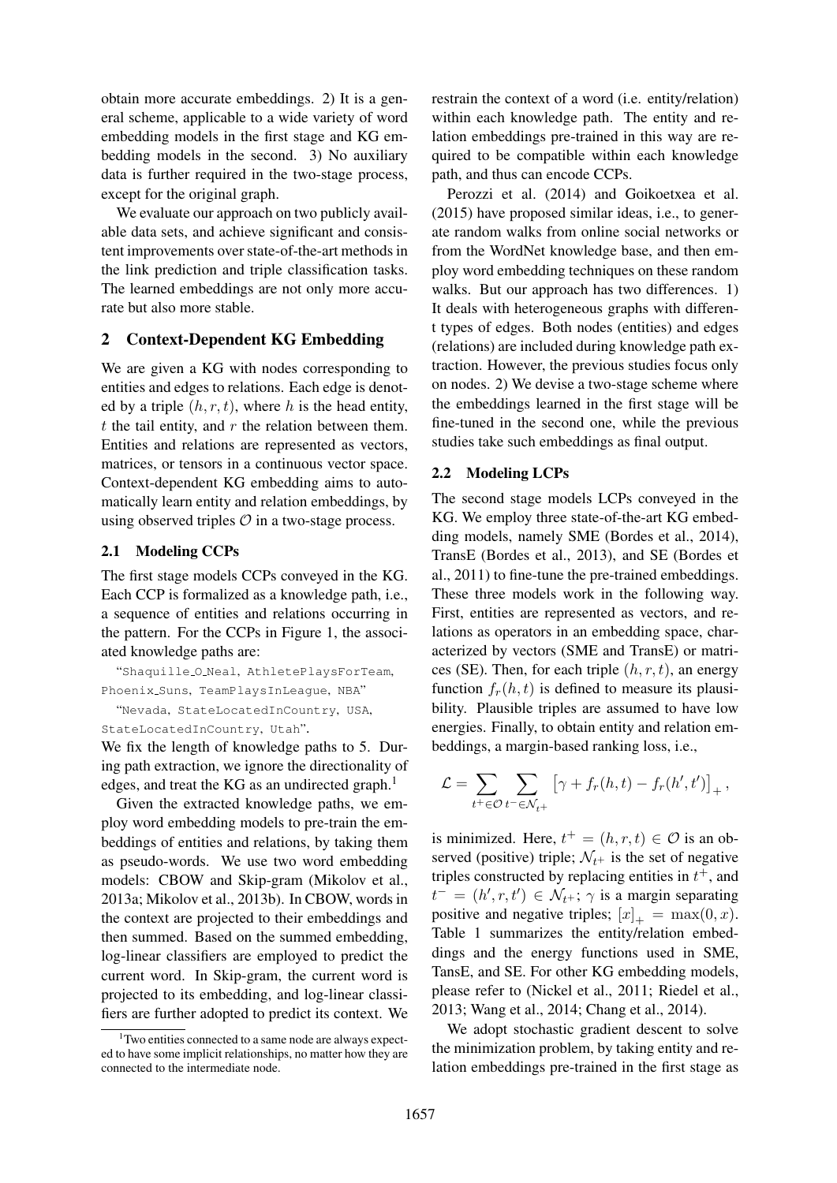obtain more accurate embeddings. 2) It is a general scheme, applicable to a wide variety of word embedding models in the first stage and KG embedding models in the second. 3) No auxiliary data is further required in the two-stage process, except for the original graph.

We evaluate our approach on two publicly available data sets, and achieve significant and consistent improvements over state-of-the-art methods in the link prediction and triple classification tasks. The learned embeddings are not only more accurate but also more stable.

## 2 Context-Dependent KG Embedding

We are given a KG with nodes corresponding to entities and edges to relations. Each edge is denoted by a triple $(h, r, t)$, where $h$ is the head entity, $t$ the tail entity, and $r$ the relation between them. Entities and relations are represented as vectors, matrices, or tensors in a continuous vector space. Context-dependent KG embedding aims to automatically learn entity and relation embeddings, by using observed triples $\mathcal{O}$ in a two-stage process.

### 2.1 Modeling CCPs

The first stage models CCPs conveyed in the KG. Each CCP is formalized as a knowledge path, i.e., a sequence of entities and relations occurring in the pattern. For the CCPs in Figure 1, the associated knowledge paths are:

"Shaquille_O_Neal, AthletePlaysForTeam, Phoenix_Suns, TeamPlaysInLeague, NBA"

"Nevada, StateLocatedInCountry, USA, StateLocatedInCountry, Utah".

We fix the length of knowledge paths to 5. During path extraction, we ignore the directionality of edges, and treat the KG as an undirected graph.[1]

Given the extracted knowledge paths, we employ word embedding models to pre-train the embeddings of entities and relations, by taking them as pseudo-words. We use two word embedding models: CBOW and Skip-gram (Mikolov et al., 2013a; Mikolov et al., 2013b). In CBOW, words in the context are projected to their embeddings and then summed. Based on the summed embedding, log-linear classifiers are employed to predict the current word. In Skip-gram, the current word is projected to its embedding, and log-linear classifiers are further adopted to predict its context. We restrain the context of a word (i.e. entity/relation) within each knowledge path. The entity and relation embeddings pre-trained in this way are required to be compatible within each knowledge path, and thus can encode CCPs.

Perozzi et al. (2014) and Goikoetxea et al. (2015) have proposed similar ideas, i.e., to generate random walks from online social networks or from the WordNet knowledge base, and then employ word embedding techniques on these random walks. But our approach has two differences. 1) It deals with heterogeneous graphs with different types of edges. Both nodes (entities) and edges (relations) are included during knowledge path extraction. However, the previous studies focus only on nodes. 2) We devise a two-stage scheme where the embeddings learned in the first stage will be fine-tuned in the second one, while the previous studies take such embeddings as final output.

### 2.2 Modeling LCPs

The second stage models LCPs conveyed in the KG. We employ three state-of-the-art KG embedding models, namely SME (Bordes et al., 2014), TransE (Bordes et al., 2013), and SE (Bordes et al., 2011) to fine-tune the pre-trained embeddings. These three models work in the following way. First, entities are represented as vectors, and relations as operators in an embedding space, characterized by vectors (SME and TransE) or matrices (SE). Then, for each triple $(h, r, t)$, an energy function $f_r(h, t)$ is defined to measure its plausibility. Plausible triples are assumed to have low energies. Finally, to obtain entity and relation embeddings, a margin-based ranking loss, i.e.,

$$\mathcal{L} = \sum_{t^+ \in \mathcal{O}} \sum_{t^- \in \mathcal{N}_{t^+}} \left[ \gamma + f_r(h, t) - f_r(h', t') \right]_+ ,$$

is minimized. Here, $t^+ = (h, r, t) \in \mathcal{O}$ is an observed (positive) triple; $\mathcal{N}_{t^+}$ is the set of negative triples constructed by replacing entities in $t^+$, and $t^- = (h', r, t') \in \mathcal{N}_{t^+}$; $\gamma$ is a margin separating positive and negative triples; $[x]_+ = \max(0, x)$. Table 1 summarizes the entity/relation embeddings and the energy functions used in SME, TansE, and SE. For other KG embedding models, please refer to (Nickel et al., 2011; Riedel et al., 2013; Wang et al., 2014; Chang et al., 2014).

We adopt stochastic gradient descent to solve the minimization problem, by taking entity and relation embeddings pre-trained in the first stage as

[1] Two entities connected to a same node are always expected to have some implicit relationships, no matter how they are connected to the intermediate node.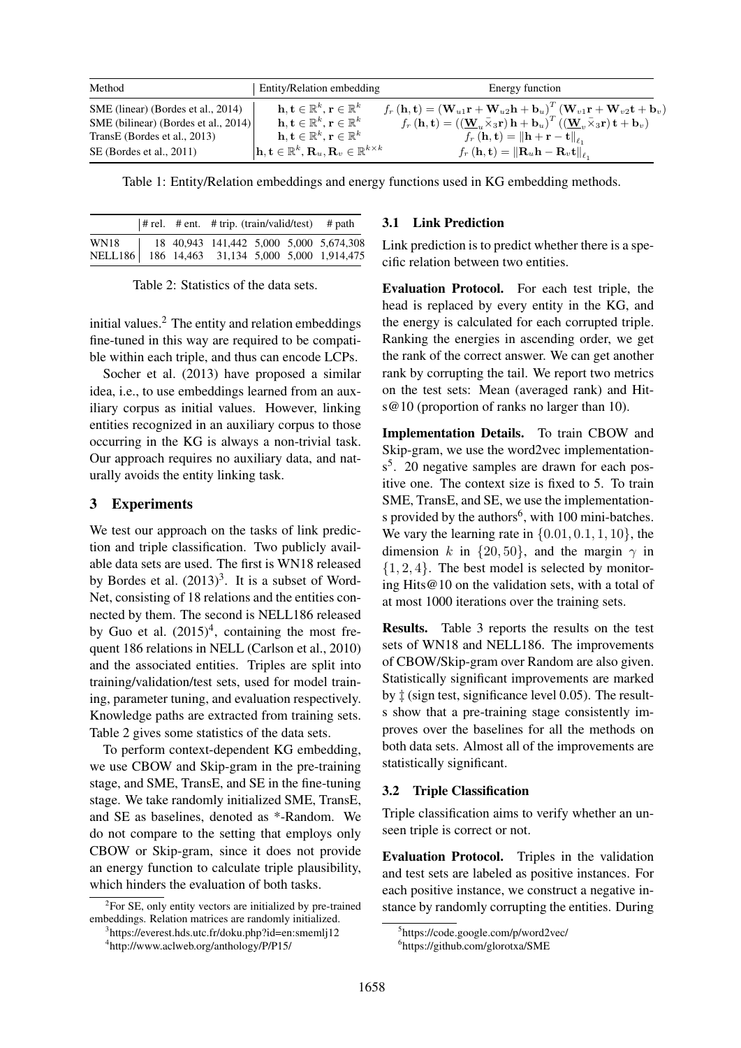| Method | Entity/Relation embedding | Energy function |
|---|---|---|
| SME (linear) (Bordes et al., 2014) | $\mathbf{h}, \mathbf{t} \in \mathbb{R}^k, \mathbf{r} \in \mathbb{R}^k$ | $f_r(\mathbf{h}, \mathbf{t}) = (\mathbf{W}_{u1}\mathbf{r} + \mathbf{W}_{u2}\mathbf{h} + \mathbf{b}_u)^T (\mathbf{W}_{v1}\mathbf{r} + \mathbf{W}_{v2}\mathbf{t} + \mathbf{b}_v)$ |
| SME (bilinear) (Bordes et al., 2014) | $\mathbf{h}, \mathbf{t} \in \mathbb{R}^k, \mathbf{r} \in \mathbb{R}^k$ | $f_r(\mathbf{h}, \mathbf{t}) = ((\underline{\mathbf{W}}_u \bar{\times}_3 \mathbf{r})\mathbf{h} + \mathbf{b}_u)^T ((\underline{\mathbf{W}}_v \bar{\times}_3 \mathbf{r})\mathbf{t} + \mathbf{b}_v)$ |
| TransE (Bordes et al., 2013) | $\mathbf{h}, \mathbf{t} \in \mathbb{R}^k, \mathbf{r} \in \mathbb{R}^k$ | $f_r(\mathbf{h}, \mathbf{t}) = \Vert\mathbf{h} + \mathbf{r} - \mathbf{t}\Vert_{\ell_1}$ |
| SE (Bordes et al., 2011) | $\mathbf{h}, \mathbf{t} \in \mathbb{R}^k, \mathbf{R}_u, \mathbf{R}_v \in \mathbb{R}^{k \times k}$ | $f_r(\mathbf{h}, \mathbf{t}) = \Vert\mathbf{R}_u\mathbf{h} - \mathbf{R}_v\mathbf{t}\Vert_{\ell_1}$ |

Table 1: Entity/Relation embeddings and energy functions used in KG embedding methods.

| | # rel. | # ent. | # trip. (train/valid/test) | | | # path |
|---|---|---|---|---|---|---|
| WN18 | 18 | 40,943 | 141,442 | 5,000 | 5,000 | 5,674,308 |
| NELL186 | 186 | 14,463 | 31,134 | 5,000 | 5,000 | 1,914,475 |

Table 2: Statistics of the data sets.

initial values.[2] The entity and relation embeddings fine-tuned in this way are required to be compatible within each triple, and thus can encode LCPs.

Socher et al. (2013) have proposed a similar idea, i.e., to use embeddings learned from an auxiliary corpus as initial values. However, linking entities recognized in an auxiliary corpus to those occurring in the KG is always a non-trivial task. Our approach requires no auxiliary data, and naturally avoids the entity linking task.

## 3 Experiments

We test our approach on the tasks of link prediction and triple classification. Two publicly available data sets are used. The first is WN18 released by Bordes et al. (2013)[3]. It is a subset of WordNet, consisting of 18 relations and the entities connected by them. The second is NELL186 released by Guo et al. (2015)[4], containing the most frequent 186 relations in NELL (Carlson et al., 2010) and the associated entities. Triples are split into training/validation/test sets, used for model training, parameter tuning, and evaluation respectively. Knowledge paths are extracted from training sets. Table 2 gives some statistics of the data sets.

To perform context-dependent KG embedding, we use CBOW and Skip-gram in the pre-training stage, and SME, TransE, and SE in the fine-tuning stage. We take randomly initialized SME, TransE, and SE as baselines, denoted as *-Random. We do not compare to the setting that employs only CBOW or Skip-gram, since it does not provide an energy function to calculate triple plausibility, which hinders the evaluation of both tasks.

### 3.1 Link Prediction

Link prediction is to predict whether there is a specific relation between two entities.

**Evaluation Protocol.** For each test triple, the head is replaced by every entity in the KG, and the energy is calculated for each corrupted triple. Ranking the energies in ascending order, we get the rank of the correct answer. We can get another rank by corrupting the tail. We report two metrics on the test sets: Mean (averaged rank) and Hits@10 (proportion of ranks no larger than 10).

**Implementation Details.** To train CBOW and Skip-gram, we use the word2vec implementations[5]. 20 negative samples are drawn for each positive one. The context size is fixed to 5. To train SME, TransE, and SE, we use the implementations provided by the authors[6], with 100 mini-batches. We vary the learning rate in $\{0.01, 0.1, 1, 10\}$, the dimension $k$ in $\{20, 50\}$, and the margin $\gamma$ in $\{1, 2, 4\}$. The best model is selected by monitoring Hits@10 on the validation sets, with a total of at most 1000 iterations over the training sets.

**Results.** Table 3 reports the results on the test sets of WN18 and NELL186. The improvements of CBOW/Skip-gram over Random are also given. Statistically significant improvements are marked by ‡ (sign test, significance level 0.05). The results show that a pre-training stage consistently improves over the baselines for all the methods on both data sets. Almost all of the improvements are statistically significant.

### 3.2 Triple Classification

Triple classification aims to verify whether an unseen triple is correct or not.

**Evaluation Protocol.** Triples in the validation and test sets are labeled as positive instances. For each positive instance, we construct a negative instance by randomly corrupting the entities. During

[2] For SE, only entity vectors are initialized by pre-trained embeddings. Relation matrices are randomly initialized.

[3] https://everest.hds.utc.fr/doku.php?id=en:smemlj12

[4] http://www.aclweb.org/anthology/P/P15/

[5] https://code.google.com/p/word2vec/

[6] https://github.com/glorotxa/SME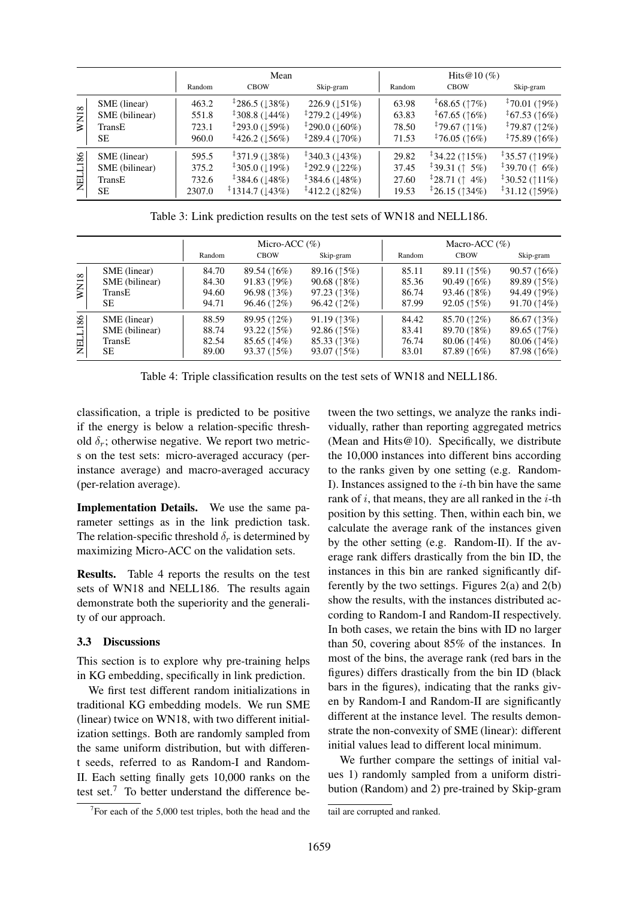| | | Mean | | | Hits@10 (%) | | |
|---|---|---|---|---|---|---|---|
| | | Random | CBOW | Skip-gram | Random | CBOW | Skip-gram |
| WN18 | SME (linear) | 463.2 | ‡286.5 (↓38%) | 226.9 (↓51%) | 63.98 | ‡68.65 (↑7%) | ‡70.01 (↑9%) |
| | SME (bilinear) | 551.8 | ‡308.8 (↓44%) | ‡279.2 (↓49%) | 63.83 | ‡67.65 (↑6%) | ‡67.53 (↑6%) |
| | TransE | 723.1 | ‡293.0 (↓59%) | ‡290.0 (↓60%) | 78.50 | ‡79.67 (↑1%) | ‡79.87 (↑2%) |
| | SE | 960.0 | ‡426.2 (↓56%) | ‡289.4 (↓70%) | 71.53 | ‡76.05 (↑6%) | ‡75.89 (↑6%) |
| NELL186 | SME (linear) | 595.5 | ‡371.9 (↓38%) | ‡340.3 (↓43%) | 29.82 | ‡34.22 (↑15%) | ‡35.57 (↑19%) |
| | SME (bilinear) | 375.2 | ‡305.0 (↓19%) | ‡292.9 (↓22%) | 37.45 | ‡39.31 (↑ 5%) | ‡39.70 (↑ 6%) |
| | TransE | 732.6 | ‡384.6 (↓48%) | ‡384.6 (↓48%) | 27.60 | ‡28.71 (↑ 4%) | ‡30.52 (↑11%) |
| | SE | 2307.0 | ‡1314.7 (↓43%) | ‡412.2 (↓82%) | 19.53 | ‡26.15 (↑34%) | ‡31.12 (↑59%) |

Table 3: Link prediction results on the test sets of WN18 and NELL186.

| | | Micro-ACC (%) | | | Macro-ACC (%) | | |
|---|---|---|---|---|---|---|---|
| | | Random | CBOW | Skip-gram | Random | CBOW | Skip-gram |
| WN18 | SME (linear) | 84.70 | 89.54 (↑6%) | 89.16 (↑5%) | 85.11 | 89.11 (↑5%) | 90.57 (↑6%) |
| | SME (bilinear) | 84.30 | 91.83 (↑9%) | 90.68 (↑8%) | 85.36 | 90.49 (↑6%) | 89.89 (↑5%) |
| | TransE | 94.60 | 96.98 (↑3%) | 97.23 (↑3%) | 86.74 | 93.46 (↑8%) | 94.49 (↑9%) |
| | SE | 94.71 | 96.46 (↑2%) | 96.42 (↑2%) | 87.99 | 92.05 (↑5%) | 91.70 (↑4%) |
| NELL186 | SME (linear) | 88.59 | 89.95 (↑2%) | 91.19 (↑3%) | 84.42 | 85.70 (↑2%) | 86.67 (↑3%) |
| | SME (bilinear) | 88.74 | 93.22 (↑5%) | 92.86 (↑5%) | 83.41 | 89.70 (↑8%) | 89.65 (↑7%) |
| | TransE | 82.54 | 85.65 (↑4%) | 85.33 (↑3%) | 76.74 | 80.06 (↑4%) | 80.06 (↑4%) |
| | SE | 89.00 | 93.37 (↑5%) | 93.07 (↑5%) | 83.01 | 87.89 (↑6%) | 87.98 (↑6%) |

Table 4: Triple classification results on the test sets of WN18 and NELL186.

classification, a triple is predicted to be positive if the energy is below a relation-specific threshold $\delta_r$; otherwise negative. We report two metrics on the test sets: micro-averaged accuracy (per-instance average) and macro-averaged accuracy (per-relation average).

**Implementation Details.** We use the same parameter settings as in the link prediction task. The relation-specific threshold $\delta_r$ is determined by maximizing Micro-ACC on the validation sets.

**Results.** Table 4 reports the results on the test sets of WN18 and NELL186. The results again demonstrate both the superiority and the generality of our approach.

### 3.3 Discussions

This section is to explore why pre-training helps in KG embedding, specifically in link prediction.

We first test different random initializations in traditional KG embedding models. We run SME (linear) twice on WN18, with two different initialization settings. Both are randomly sampled from the same uniform distribution, but with different seeds, referred to as Random-I and Random-II. Each setting finally gets 10,000 ranks on the test set.[7] To better understand the difference between the two settings, we analyze the ranks individually, rather than reporting aggregated metrics (Mean and Hits@10). Specifically, we distribute the 10,000 instances into different bins according to the ranks given by one setting (e.g. Random-I). Instances assigned to the $i$-th bin have the same rank of $i$, that means, they are all ranked in the $i$-th position by this setting. Then, within each bin, we calculate the average rank of the instances given by the other setting (e.g. Random-II). If the average rank differs drastically from the bin ID, the instances in this bin are ranked significantly differently by the two settings. Figures 2(a) and 2(b) show the results, with the instances distributed according to Random-I and Random-II respectively. In both cases, we retain the bins with ID no larger than 50, covering about 85% of the instances. In most of the bins, the average rank (red bars in the figures) differs drastically from the bin ID (black bars in the figures), indicating that the ranks given by Random-I and Random-II are significantly different at the instance level. The results demonstrate the non-convexity of SME (linear): different initial values lead to different local minimum.

We further compare the settings of initial values 1) randomly sampled from a uniform distribution (Random) and 2) pre-trained by Skip-gram

[7] For each of the 5,000 test triples, both the head and the tail are corrupted and ranked.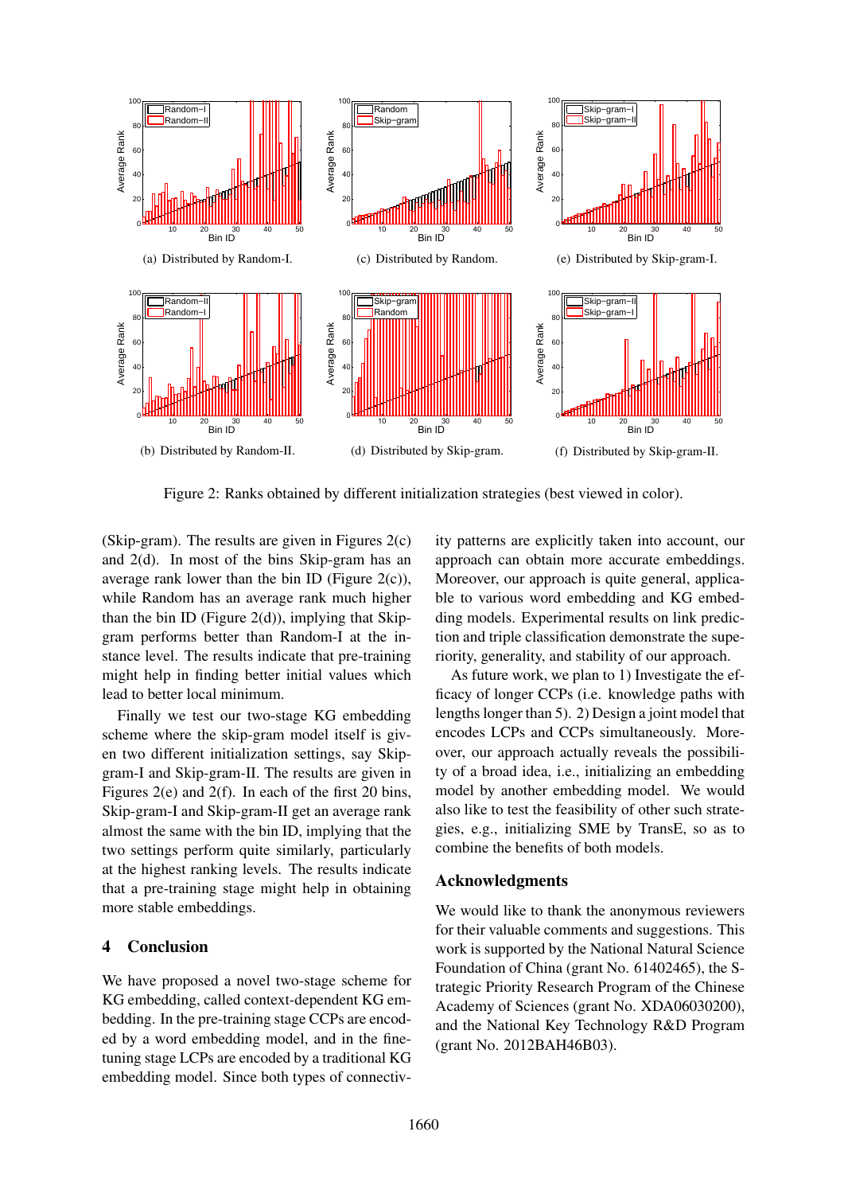(a) Distributed by Random-I.

(b) Distributed by Random-II.

(c) Distributed by Random.

(d) Distributed by Skip-gram.

(e) Distributed by Skip-gram-I.

(f) Distributed by Skip-gram-II.

Figure 2: Ranks obtained by different initialization strategies (best viewed in color).

(Skip-gram). The results are given in Figures 2(c) and 2(d). In most of the bins Skip-gram has an average rank lower than the bin ID (Figure 2(c)), while Random has an average rank much higher than the bin ID (Figure 2(d)), implying that Skip-gram performs better than Random-I at the instance level. The results indicate that pre-training might help in finding better initial values which lead to better local minimum.

Finally we test our two-stage KG embedding scheme where the skip-gram model itself is given two different initialization settings, say Skip-gram-I and Skip-gram-II. The results are given in Figures 2(e) and 2(f). In each of the first 20 bins, Skip-gram-I and Skip-gram-II get an average rank almost the same with the bin ID, implying that the two settings perform quite similarly, particularly at the highest ranking levels. The results indicate that a pre-training stage might help in obtaining more stable embeddings.

## 4 Conclusion

We have proposed a novel two-stage scheme for KG embedding, called context-dependent KG embedding. In the pre-training stage CCPs are encoded by a word embedding model, and in the fine-tuning stage LCPs are encoded by a traditional KG embedding model. Since both types of connectivity patterns are explicitly taken into account, our approach can obtain more accurate embeddings. Moreover, our approach is quite general, applicable to various word embedding and KG embedding models. Experimental results on link prediction and triple classification demonstrate the superiority, generality, and stability of our approach.

As future work, we plan to 1) Investigate the efficacy of longer CCPs (i.e. knowledge paths with lengths longer than 5). 2) Design a joint model that encodes LCPs and CCPs simultaneously. Moreover, our approach actually reveals the possibility of a broad idea, i.e., initializing an embedding model by another embedding model. We would also like to test the feasibility of other such strategies, e.g., initializing SME by TransE, so as to combine the benefits of both models.

## Acknowledgments

We would like to thank the anonymous reviewers for their valuable comments and suggestions. This work is supported by the National Natural Science Foundation of China (grant No. 61402465), the Strategic Priority Research Program of the Chinese Academy of Sciences (grant No. XDA06030200), and the National Key Technology R&D Program (grant No. 2012BAH46B03).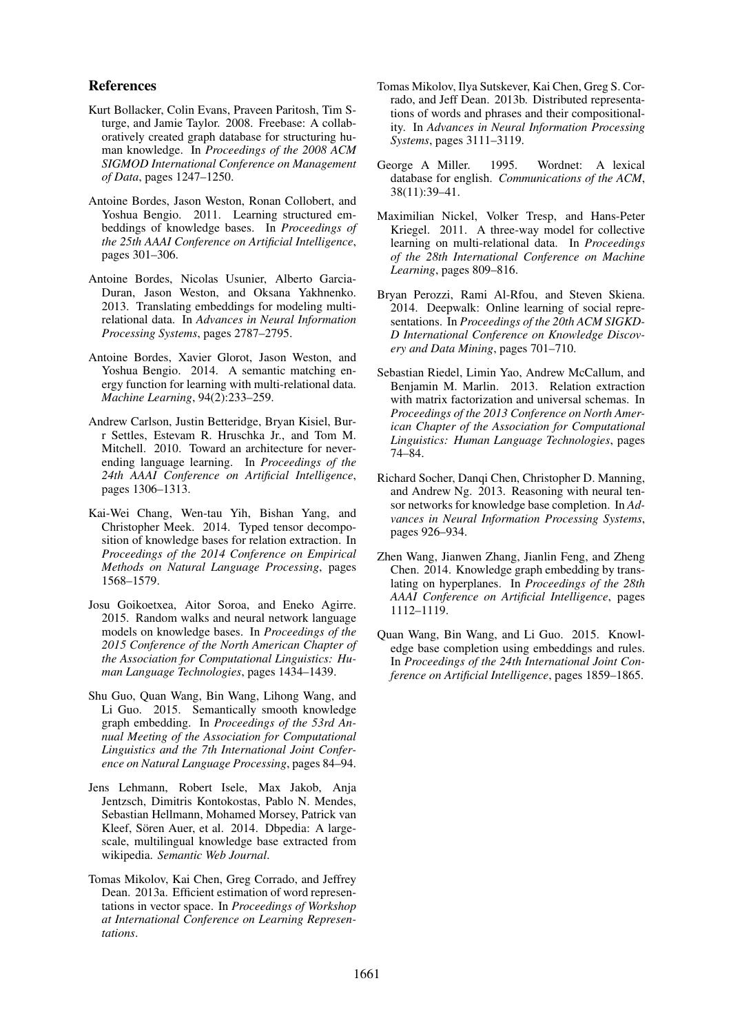## References

Kurt Bollacker, Colin Evans, Praveen Paritosh, Tim Sturge, and Jamie Taylor. 2008. Freebase: A collaboratively created graph database for structuring human knowledge. In *Proceedings of the 2008 ACM SIGMOD International Conference on Management of Data*, pages 1247–1250.

Antoine Bordes, Jason Weston, Ronan Collobert, and Yoshua Bengio. 2011. Learning structured embeddings of knowledge bases. In *Proceedings of the 25th AAAI Conference on Artificial Intelligence*, pages 301–306.

Antoine Bordes, Nicolas Usunier, Alberto Garcia-Duran, Jason Weston, and Oksana Yakhnenko. 2013. Translating embeddings for modeling multi-relational data. In *Advances in Neural Information Processing Systems*, pages 2787–2795.

Antoine Bordes, Xavier Glorot, Jason Weston, and Yoshua Bengio. 2014. A semantic matching energy function for learning with multi-relational data. *Machine Learning*, 94(2):233–259.

Andrew Carlson, Justin Betteridge, Bryan Kisiel, Burr Settles, Estevam R. Hruschka Jr., and Tom M. Mitchell. 2010. Toward an architecture for never-ending language learning. In *Proceedings of the 24th AAAI Conference on Artificial Intelligence*, pages 1306–1313.

Kai-Wei Chang, Wen-tau Yih, Bishan Yang, and Christopher Meek. 2014. Typed tensor decomposition of knowledge bases for relation extraction. In *Proceedings of the 2014 Conference on Empirical Methods on Natural Language Processing*, pages 1568–1579.

Josu Goikoetxea, Aitor Soroa, and Eneko Agirre. 2015. Random walks and neural network language models on knowledge bases. In *Proceedings of the 2015 Conference of the North American Chapter of the Association for Computational Linguistics: Human Language Technologies*, pages 1434–1439.

Shu Guo, Quan Wang, Bin Wang, Lihong Wang, and Li Guo. 2015. Semantically smooth knowledge graph embedding. In *Proceedings of the 53rd Annual Meeting of the Association for Computational Linguistics and the 7th International Joint Conference on Natural Language Processing*, pages 84–94.

Jens Lehmann, Robert Isele, Max Jakob, Anja Jentzsch, Dimitris Kontokostas, Pablo N. Mendes, Sebastian Hellmann, Mohamed Morsey, Patrick van Kleef, Sören Auer, et al. 2014. Dbpedia: A large-scale, multilingual knowledge base extracted from wikipedia. *Semantic Web Journal*.

Tomas Mikolov, Kai Chen, Greg Corrado, and Jeffrey Dean. 2013a. Efficient estimation of word representations in vector space. In *Proceedings of Workshop at International Conference on Learning Representations*.

Tomas Mikolov, Ilya Sutskever, Kai Chen, Greg S. Corrado, and Jeff Dean. 2013b. Distributed representations of words and phrases and their compositionality. In *Advances in Neural Information Processing Systems*, pages 3111–3119.

George A Miller. 1995. Wordnet: A lexical database for english. *Communications of the ACM*, 38(11):39–41.

Maximilian Nickel, Volker Tresp, and Hans-Peter Kriegel. 2011. A three-way model for collective learning on multi-relational data. In *Proceedings of the 28th International Conference on Machine Learning*, pages 809–816.

Bryan Perozzi, Rami Al-Rfou, and Steven Skiena. 2014. Deepwalk: Online learning of social representations. In *Proceedings of the 20th ACM SIGKDD International Conference on Knowledge Discovery and Data Mining*, pages 701–710.

Sebastian Riedel, Limin Yao, Andrew McCallum, and Benjamin M. Marlin. 2013. Relation extraction with matrix factorization and universal schemas. In *Proceedings of the 2013 Conference on North American Chapter of the Association for Computational Linguistics: Human Language Technologies*, pages 74–84.

Richard Socher, Danqi Chen, Christopher D. Manning, and Andrew Ng. 2013. Reasoning with neural tensor networks for knowledge base completion. In *Advances in Neural Information Processing Systems*, pages 926–934.

Zhen Wang, Jianwen Zhang, Jianlin Feng, and Zheng Chen. 2014. Knowledge graph embedding by translating on hyperplanes. In *Proceedings of the 28th AAAI Conference on Artificial Intelligence*, pages 1112–1119.

Quan Wang, Bin Wang, and Li Guo. 2015. Knowledge base completion using embeddings and rules. In *Proceedings of the 24th International Joint Conference on Artificial Intelligence*, pages 1859–1865.